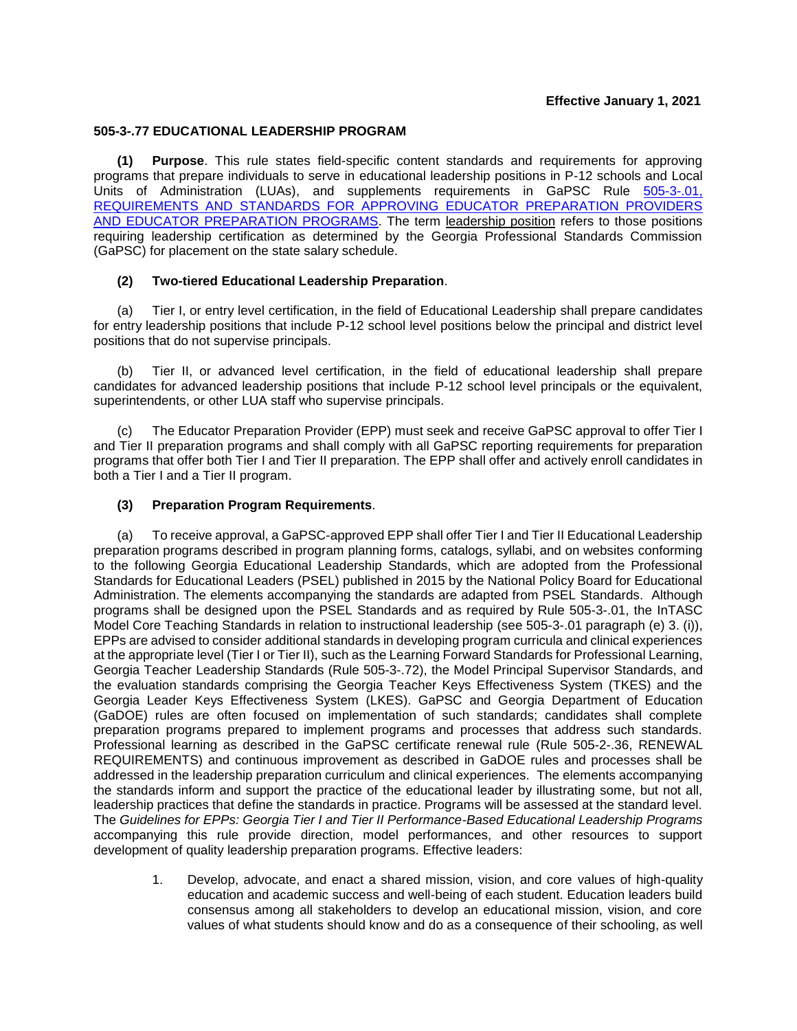**Effective January 1, 2021**

# 505-3-.77 EDUCATIONAL LEADERSHIP PROGRAM

**(1) Purpose**. This rule states field-specific content standards and requirements for approving programs that prepare individuals to serve in educational leadership positions in P-12 schools and Local Units of Administration (LUAs), and supplements requirements in GaPSC Rule 505-3-.01, REQUIREMENTS AND STANDARDS FOR APPROVING EDUCATOR PREPARATION PROVIDERS AND EDUCATOR PREPARATION PROGRAMS. The term leadership position refers to those positions requiring leadership certification as determined by the Georgia Professional Standards Commission (GaPSC) for placement on the state salary schedule.

**(2) Two-tiered Educational Leadership Preparation**.

(a) Tier I, or entry level certification, in the field of Educational Leadership shall prepare candidates for entry leadership positions that include P-12 school level positions below the principal and district level positions that do not supervise principals.

(b) Tier II, or advanced level certification, in the field of educational leadership shall prepare candidates for advanced leadership positions that include P-12 school level principals or the equivalent, superintendents, or other LUA staff who supervise principals.

(c) The Educator Preparation Provider (EPP) must seek and receive GaPSC approval to offer Tier I and Tier II preparation programs and shall comply with all GaPSC reporting requirements for preparation programs that offer both Tier I and Tier II preparation. The EPP shall offer and actively enroll candidates in both a Tier I and a Tier II program.

**(3) Preparation Program Requirements**.

(a) To receive approval, a GaPSC-approved EPP shall offer Tier I and Tier II Educational Leadership preparation programs described in program planning forms, catalogs, syllabi, and on websites conforming to the following Georgia Educational Leadership Standards, which are adopted from the Professional Standards for Educational Leaders (PSEL) published in 2015 by the National Policy Board for Educational Administration. The elements accompanying the standards are adapted from PSEL Standards. Although programs shall be designed upon the PSEL Standards and as required by Rule 505-3-.01, the InTASC Model Core Teaching Standards in relation to instructional leadership (see 505-3-.01 paragraph (e) 3. (i)), EPPs are advised to consider additional standards in developing program curricula and clinical experiences at the appropriate level (Tier I or Tier II), such as the Learning Forward Standards for Professional Learning, Georgia Teacher Leadership Standards (Rule 505-3-.72), the Model Principal Supervisor Standards, and the evaluation standards comprising the Georgia Teacher Keys Effectiveness System (TKES) and the Georgia Leader Keys Effectiveness System (LKES). GaPSC and Georgia Department of Education (GaDOE) rules are often focused on implementation of such standards; candidates shall complete preparation programs prepared to implement programs and processes that address such standards. Professional learning as described in the GaPSC certificate renewal rule (Rule 505-2-.36, RENEWAL REQUIREMENTS) and continuous improvement as described in GaDOE rules and processes shall be addressed in the leadership preparation curriculum and clinical experiences. The elements accompanying the standards inform and support the practice of the educational leader by illustrating some, but not all, leadership practices that define the standards in practice. Programs will be assessed at the standard level. The *Guidelines for EPPs: Georgia Tier I and Tier II Performance-Based Educational Leadership Programs* accompanying this rule provide direction, model performances, and other resources to support development of quality leadership preparation programs. Effective leaders:

1. Develop, advocate, and enact a shared mission, vision, and core values of high-quality education and academic success and well-being of each student. Education leaders build consensus among all stakeholders to develop an educational mission, vision, and core values of what students should know and do as a consequence of their schooling, as well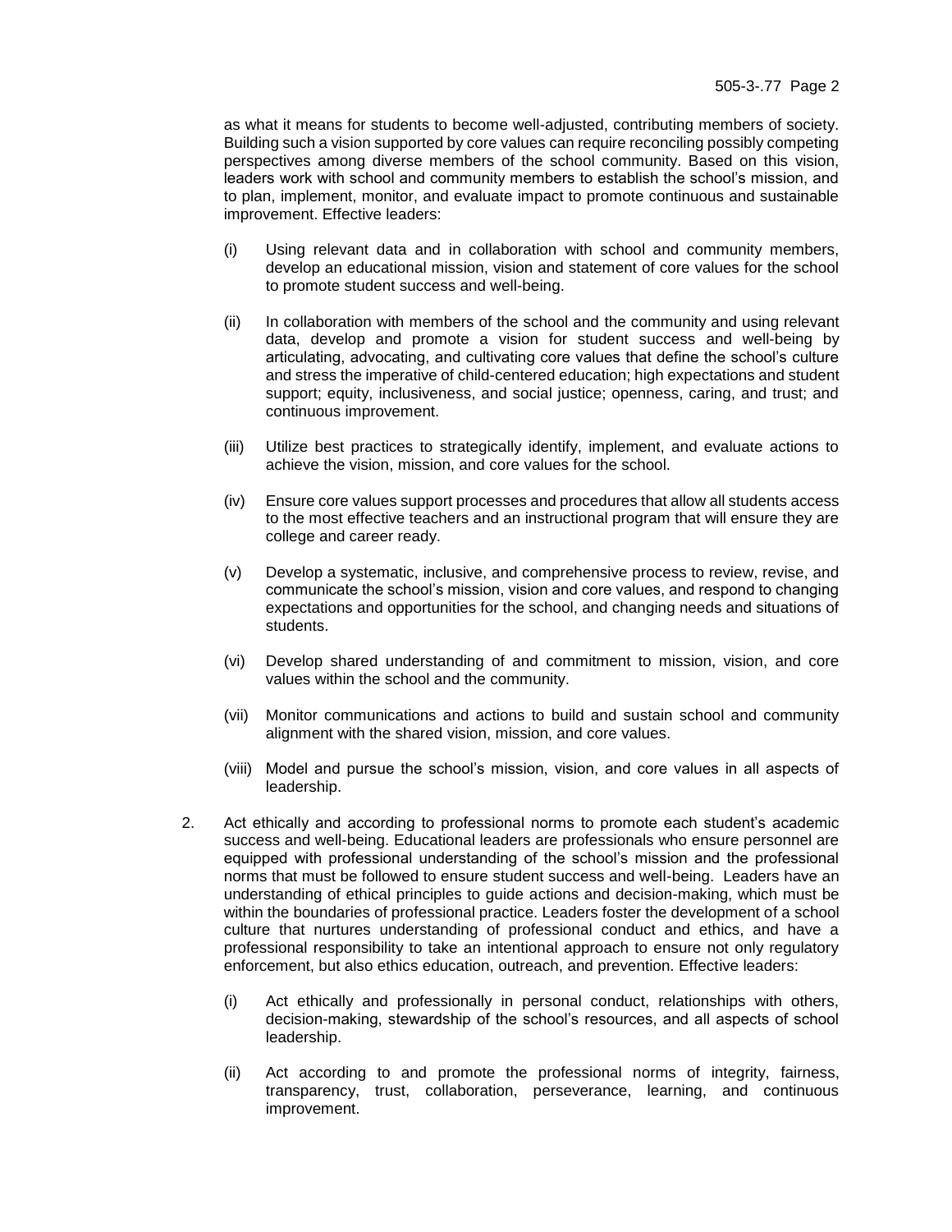as what it means for students to become well-adjusted, contributing members of society. Building such a vision supported by core values can require reconciling possibly competing perspectives among diverse members of the school community. Based on this vision, leaders work with school and community members to establish the school's mission, and to plan, implement, monitor, and evaluate impact to promote continuous and sustainable improvement. Effective leaders:

(i) Using relevant data and in collaboration with school and community members, develop an educational mission, vision and statement of core values for the school to promote student success and well-being.

(ii) In collaboration with members of the school and the community and using relevant data, develop and promote a vision for student success and well-being by articulating, advocating, and cultivating core values that define the school's culture and stress the imperative of child-centered education; high expectations and student support; equity, inclusiveness, and social justice; openness, caring, and trust; and continuous improvement.

(iii) Utilize best practices to strategically identify, implement, and evaluate actions to achieve the vision, mission, and core values for the school.

(iv) Ensure core values support processes and procedures that allow all students access to the most effective teachers and an instructional program that will ensure they are college and career ready.

(v) Develop a systematic, inclusive, and comprehensive process to review, revise, and communicate the school's mission, vision and core values, and respond to changing expectations and opportunities for the school, and changing needs and situations of students.

(vi) Develop shared understanding of and commitment to mission, vision, and core values within the school and the community.

(vii) Monitor communications and actions to build and sustain school and community alignment with the shared vision, mission, and core values.

(viii) Model and pursue the school's mission, vision, and core values in all aspects of leadership.

2. Act ethically and according to professional norms to promote each student's academic success and well-being. Educational leaders are professionals who ensure personnel are equipped with professional understanding of the school's mission and the professional norms that must be followed to ensure student success and well-being. Leaders have an understanding of ethical principles to guide actions and decision-making, which must be within the boundaries of professional practice. Leaders foster the development of a school culture that nurtures understanding of professional conduct and ethics, and have a professional responsibility to take an intentional approach to ensure not only regulatory enforcement, but also ethics education, outreach, and prevention. Effective leaders:

(i) Act ethically and professionally in personal conduct, relationships with others, decision-making, stewardship of the school's resources, and all aspects of school leadership.

(ii) Act according to and promote the professional norms of integrity, fairness, transparency, trust, collaboration, perseverance, learning, and continuous improvement.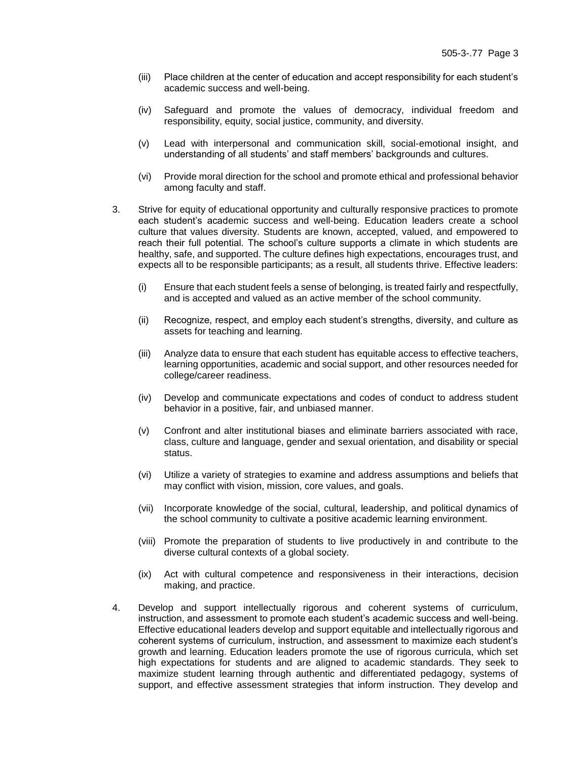(iii) Place children at the center of education and accept responsibility for each student's academic success and well-being.

(iv) Safeguard and promote the values of democracy, individual freedom and responsibility, equity, social justice, community, and diversity.

(v) Lead with interpersonal and communication skill, social-emotional insight, and understanding of all students' and staff members' backgrounds and cultures.

(vi) Provide moral direction for the school and promote ethical and professional behavior among faculty and staff.

3. Strive for equity of educational opportunity and culturally responsive practices to promote each student's academic success and well-being. Education leaders create a school culture that values diversity. Students are known, accepted, valued, and empowered to reach their full potential. The school's culture supports a climate in which students are healthy, safe, and supported. The culture defines high expectations, encourages trust, and expects all to be responsible participants; as a result, all students thrive. Effective leaders:

   (i) Ensure that each student feels a sense of belonging, is treated fairly and respectfully, and is accepted and valued as an active member of the school community.

   (ii) Recognize, respect, and employ each student's strengths, diversity, and culture as assets for teaching and learning.

   (iii) Analyze data to ensure that each student has equitable access to effective teachers, learning opportunities, academic and social support, and other resources needed for college/career readiness.

   (iv) Develop and communicate expectations and codes of conduct to address student behavior in a positive, fair, and unbiased manner.

   (v) Confront and alter institutional biases and eliminate barriers associated with race, class, culture and language, gender and sexual orientation, and disability or special status.

   (vi) Utilize a variety of strategies to examine and address assumptions and beliefs that may conflict with vision, mission, core values, and goals.

   (vii) Incorporate knowledge of the social, cultural, leadership, and political dynamics of the school community to cultivate a positive academic learning environment.

   (viii) Promote the preparation of students to live productively in and contribute to the diverse cultural contexts of a global society.

   (ix) Act with cultural competence and responsiveness in their interactions, decision making, and practice.

4. Develop and support intellectually rigorous and coherent systems of curriculum, instruction, and assessment to promote each student's academic success and well-being. Effective educational leaders develop and support equitable and intellectually rigorous and coherent systems of curriculum, instruction, and assessment to maximize each student's growth and learning. Education leaders promote the use of rigorous curricula, which set high expectations for students and are aligned to academic standards. They seek to maximize student learning through authentic and differentiated pedagogy, systems of support, and effective assessment strategies that inform instruction. They develop and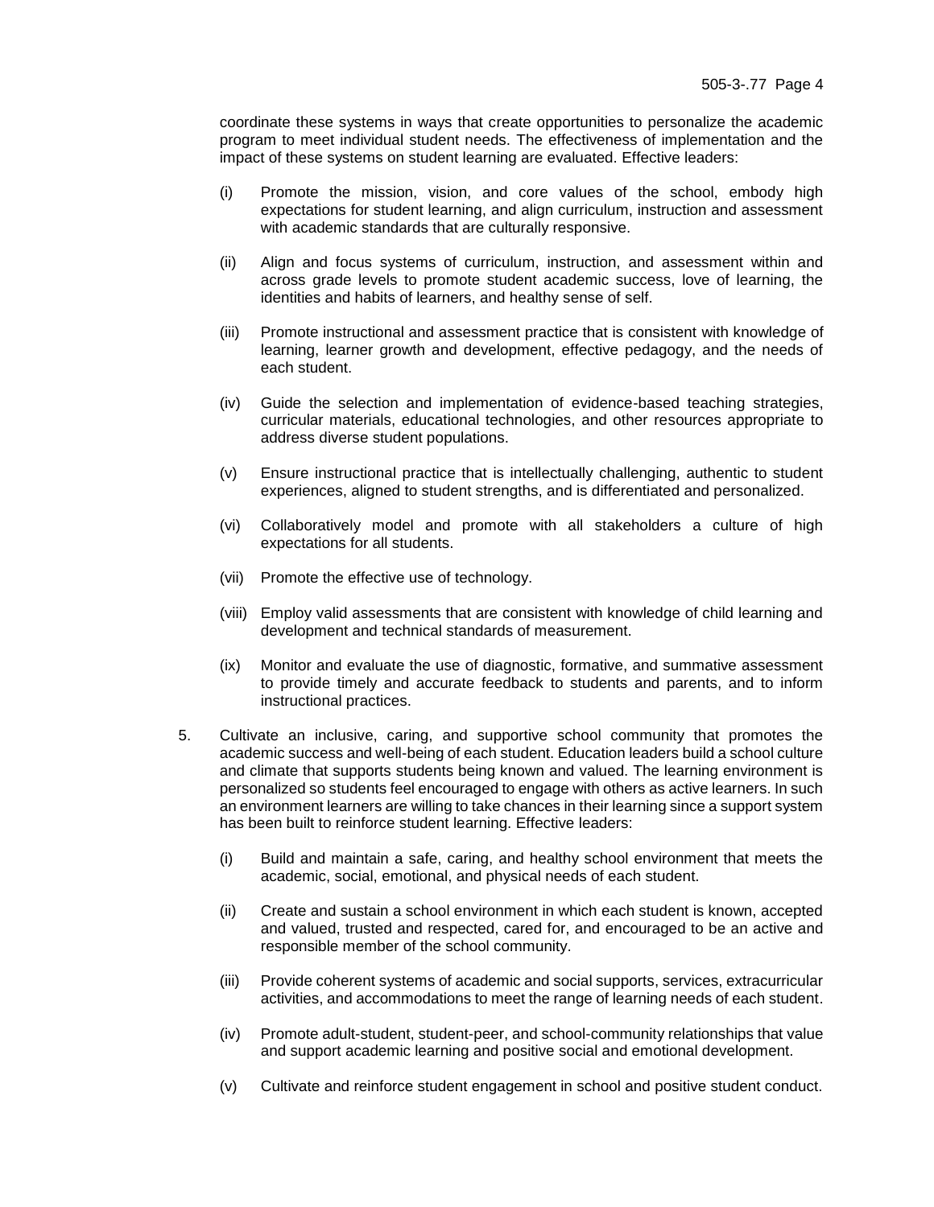coordinate these systems in ways that create opportunities to personalize the academic program to meet individual student needs. The effectiveness of implementation and the impact of these systems on student learning are evaluated. Effective leaders:

(i) Promote the mission, vision, and core values of the school, embody high expectations for student learning, and align curriculum, instruction and assessment with academic standards that are culturally responsive.

(ii) Align and focus systems of curriculum, instruction, and assessment within and across grade levels to promote student academic success, love of learning, the identities and habits of learners, and healthy sense of self.

(iii) Promote instructional and assessment practice that is consistent with knowledge of learning, learner growth and development, effective pedagogy, and the needs of each student.

(iv) Guide the selection and implementation of evidence-based teaching strategies, curricular materials, educational technologies, and other resources appropriate to address diverse student populations.

(v) Ensure instructional practice that is intellectually challenging, authentic to student experiences, aligned to student strengths, and is differentiated and personalized.

(vi) Collaboratively model and promote with all stakeholders a culture of high expectations for all students.

(vii) Promote the effective use of technology.

(viii) Employ valid assessments that are consistent with knowledge of child learning and development and technical standards of measurement.

(ix) Monitor and evaluate the use of diagnostic, formative, and summative assessment to provide timely and accurate feedback to students and parents, and to inform instructional practices.

5. Cultivate an inclusive, caring, and supportive school community that promotes the academic success and well-being of each student. Education leaders build a school culture and climate that supports students being known and valued. The learning environment is personalized so students feel encouraged to engage with others as active learners. In such an environment learners are willing to take chances in their learning since a support system has been built to reinforce student learning. Effective leaders:

   (i) Build and maintain a safe, caring, and healthy school environment that meets the academic, social, emotional, and physical needs of each student.

   (ii) Create and sustain a school environment in which each student is known, accepted and valued, trusted and respected, cared for, and encouraged to be an active and responsible member of the school community.

   (iii) Provide coherent systems of academic and social supports, services, extracurricular activities, and accommodations to meet the range of learning needs of each student.

   (iv) Promote adult-student, student-peer, and school-community relationships that value and support academic learning and positive social and emotional development.

   (v) Cultivate and reinforce student engagement in school and positive student conduct.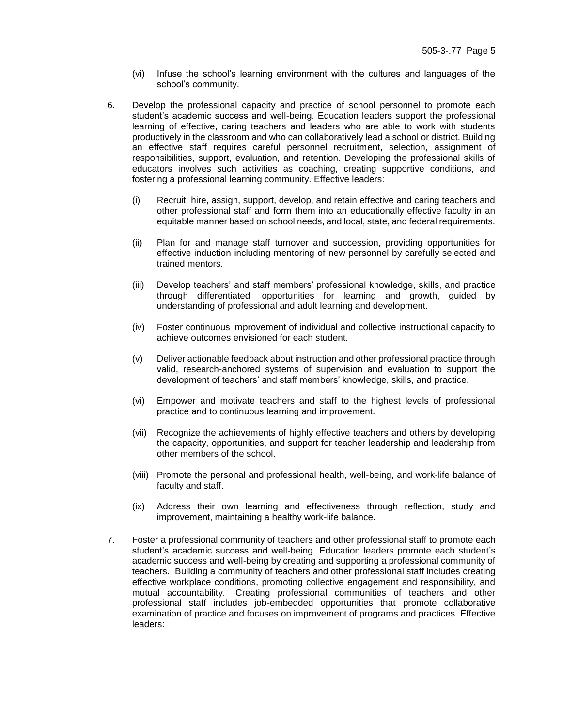(vi) Infuse the school's learning environment with the cultures and languages of the school's community.

6. Develop the professional capacity and practice of school personnel to promote each student's academic success and well-being. Education leaders support the professional learning of effective, caring teachers and leaders who are able to work with students productively in the classroom and who can collaboratively lead a school or district. Building an effective staff requires careful personnel recruitment, selection, assignment of responsibilities, support, evaluation, and retention. Developing the professional skills of educators involves such activities as coaching, creating supportive conditions, and fostering a professional learning community. Effective leaders:

   (i) Recruit, hire, assign, support, develop, and retain effective and caring teachers and other professional staff and form them into an educationally effective faculty in an equitable manner based on school needs, and local, state, and federal requirements.

   (ii) Plan for and manage staff turnover and succession, providing opportunities for effective induction including mentoring of new personnel by carefully selected and trained mentors.

   (iii) Develop teachers' and staff members' professional knowledge, skills, and practice through differentiated opportunities for learning and growth, guided by understanding of professional and adult learning and development.

   (iv) Foster continuous improvement of individual and collective instructional capacity to achieve outcomes envisioned for each student.

   (v) Deliver actionable feedback about instruction and other professional practice through valid, research-anchored systems of supervision and evaluation to support the development of teachers' and staff members' knowledge, skills, and practice.

   (vi) Empower and motivate teachers and staff to the highest levels of professional practice and to continuous learning and improvement.

   (vii) Recognize the achievements of highly effective teachers and others by developing the capacity, opportunities, and support for teacher leadership and leadership from other members of the school.

   (viii) Promote the personal and professional health, well-being, and work-life balance of faculty and staff.

   (ix) Address their own learning and effectiveness through reflection, study and improvement, maintaining a healthy work-life balance.

7. Foster a professional community of teachers and other professional staff to promote each student's academic success and well-being. Education leaders promote each student's academic success and well-being by creating and supporting a professional community of teachers. Building a community of teachers and other professional staff includes creating effective workplace conditions, promoting collective engagement and responsibility, and mutual accountability. Creating professional communities of teachers and other professional staff includes job-embedded opportunities that promote collaborative examination of practice and focuses on improvement of programs and practices. Effective leaders: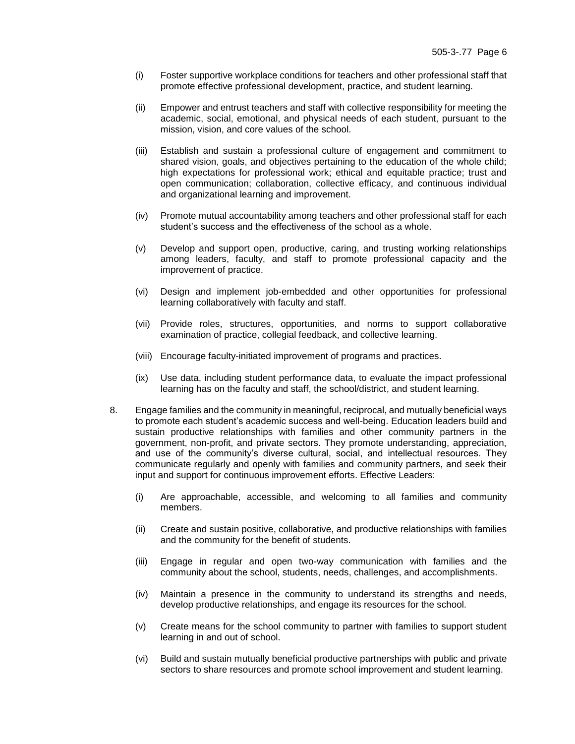(i) Foster supportive workplace conditions for teachers and other professional staff that promote effective professional development, practice, and student learning.

(ii) Empower and entrust teachers and staff with collective responsibility for meeting the academic, social, emotional, and physical needs of each student, pursuant to the mission, vision, and core values of the school.

(iii) Establish and sustain a professional culture of engagement and commitment to shared vision, goals, and objectives pertaining to the education of the whole child; high expectations for professional work; ethical and equitable practice; trust and open communication; collaboration, collective efficacy, and continuous individual and organizational learning and improvement.

(iv) Promote mutual accountability among teachers and other professional staff for each student's success and the effectiveness of the school as a whole.

(v) Develop and support open, productive, caring, and trusting working relationships among leaders, faculty, and staff to promote professional capacity and the improvement of practice.

(vi) Design and implement job-embedded and other opportunities for professional learning collaboratively with faculty and staff.

(vii) Provide roles, structures, opportunities, and norms to support collaborative examination of practice, collegial feedback, and collective learning.

(viii) Encourage faculty-initiated improvement of programs and practices.

(ix) Use data, including student performance data, to evaluate the impact professional learning has on the faculty and staff, the school/district, and student learning.

8. Engage families and the community in meaningful, reciprocal, and mutually beneficial ways to promote each student's academic success and well-being. Education leaders build and sustain productive relationships with families and other community partners in the government, non-profit, and private sectors. They promote understanding, appreciation, and use of the community's diverse cultural, social, and intellectual resources. They communicate regularly and openly with families and community partners, and seek their input and support for continuous improvement efforts. Effective Leaders:

   (i) Are approachable, accessible, and welcoming to all families and community members.

   (ii) Create and sustain positive, collaborative, and productive relationships with families and the community for the benefit of students.

   (iii) Engage in regular and open two-way communication with families and the community about the school, students, needs, challenges, and accomplishments.

   (iv) Maintain a presence in the community to understand its strengths and needs, develop productive relationships, and engage its resources for the school.

   (v) Create means for the school community to partner with families to support student learning in and out of school.

   (vi) Build and sustain mutually beneficial productive partnerships with public and private sectors to share resources and promote school improvement and student learning.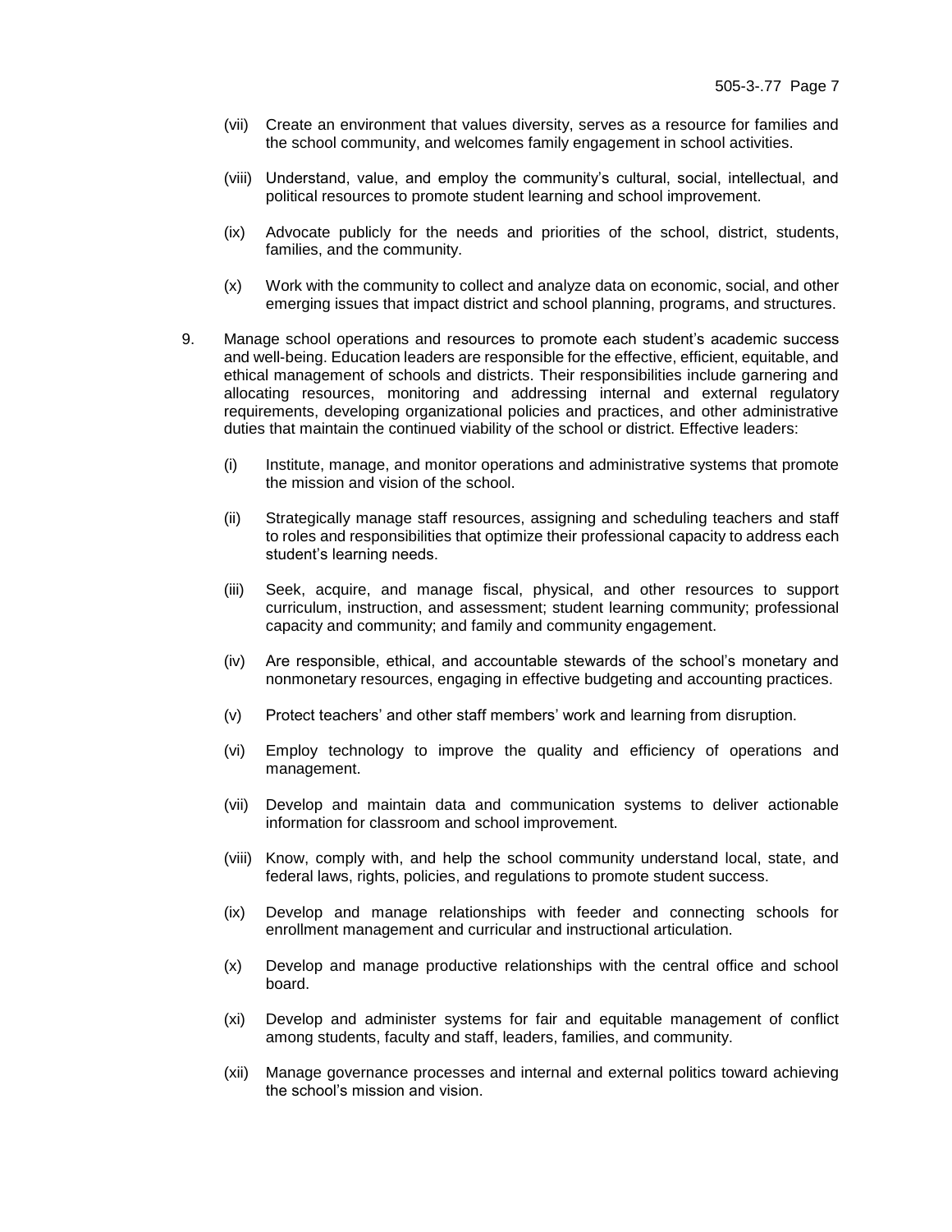(vii) Create an environment that values diversity, serves as a resource for families and the school community, and welcomes family engagement in school activities.

(viii) Understand, value, and employ the community's cultural, social, intellectual, and political resources to promote student learning and school improvement.

(ix) Advocate publicly for the needs and priorities of the school, district, students, families, and the community.

(x) Work with the community to collect and analyze data on economic, social, and other emerging issues that impact district and school planning, programs, and structures.

9. Manage school operations and resources to promote each student's academic success and well-being. Education leaders are responsible for the effective, efficient, equitable, and ethical management of schools and districts. Their responsibilities include garnering and allocating resources, monitoring and addressing internal and external regulatory requirements, developing organizational policies and practices, and other administrative duties that maintain the continued viability of the school or district. Effective leaders:

   (i) Institute, manage, and monitor operations and administrative systems that promote the mission and vision of the school.

   (ii) Strategically manage staff resources, assigning and scheduling teachers and staff to roles and responsibilities that optimize their professional capacity to address each student's learning needs.

   (iii) Seek, acquire, and manage fiscal, physical, and other resources to support curriculum, instruction, and assessment; student learning community; professional capacity and community; and family and community engagement.

   (iv) Are responsible, ethical, and accountable stewards of the school's monetary and nonmonetary resources, engaging in effective budgeting and accounting practices.

   (v) Protect teachers' and other staff members' work and learning from disruption.

   (vi) Employ technology to improve the quality and efficiency of operations and management.

   (vii) Develop and maintain data and communication systems to deliver actionable information for classroom and school improvement.

   (viii) Know, comply with, and help the school community understand local, state, and federal laws, rights, policies, and regulations to promote student success.

   (ix) Develop and manage relationships with feeder and connecting schools for enrollment management and curricular and instructional articulation.

   (x) Develop and manage productive relationships with the central office and school board.

   (xi) Develop and administer systems for fair and equitable management of conflict among students, faculty and staff, leaders, families, and community.

   (xii) Manage governance processes and internal and external politics toward achieving the school's mission and vision.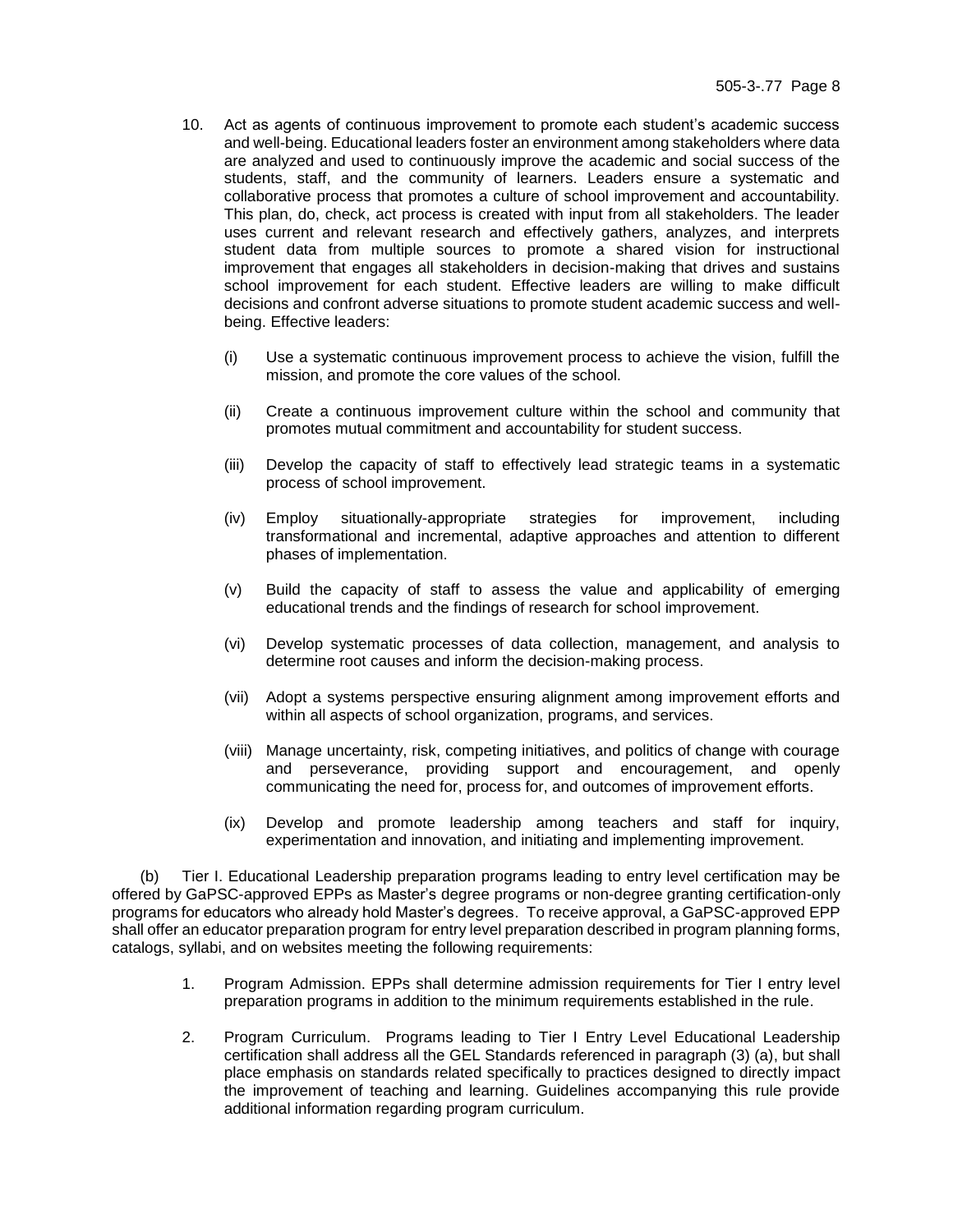10. Act as agents of continuous improvement to promote each student's academic success and well-being. Educational leaders foster an environment among stakeholders where data are analyzed and used to continuously improve the academic and social success of the students, staff, and the community of learners. Leaders ensure a systematic and collaborative process that promotes a culture of school improvement and accountability. This plan, do, check, act process is created with input from all stakeholders. The leader uses current and relevant research and effectively gathers, analyzes, and interprets student data from multiple sources to promote a shared vision for instructional improvement that engages all stakeholders in decision-making that drives and sustains school improvement for each student. Effective leaders are willing to make difficult decisions and confront adverse situations to promote student academic success and well-being. Effective leaders:

    (i) Use a systematic continuous improvement process to achieve the vision, fulfill the mission, and promote the core values of the school.

    (ii) Create a continuous improvement culture within the school and community that promotes mutual commitment and accountability for student success.

    (iii) Develop the capacity of staff to effectively lead strategic teams in a systematic process of school improvement.

    (iv) Employ situationally-appropriate strategies for improvement, including transformational and incremental, adaptive approaches and attention to different phases of implementation.

    (v) Build the capacity of staff to assess the value and applicability of emerging educational trends and the findings of research for school improvement.

    (vi) Develop systematic processes of data collection, management, and analysis to determine root causes and inform the decision-making process.

    (vii) Adopt a systems perspective ensuring alignment among improvement efforts and within all aspects of school organization, programs, and services.

    (viii) Manage uncertainty, risk, competing initiatives, and politics of change with courage and perseverance, providing support and encouragement, and openly communicating the need for, process for, and outcomes of improvement efforts.

    (ix) Develop and promote leadership among teachers and staff for inquiry, experimentation and innovation, and initiating and implementing improvement.

(b) Tier I. Educational Leadership preparation programs leading to entry level certification may be offered by GaPSC-approved EPPs as Master's degree programs or non-degree granting certification-only programs for educators who already hold Master's degrees. To receive approval, a GaPSC-approved EPP shall offer an educator preparation program for entry level preparation described in program planning forms, catalogs, syllabi, and on websites meeting the following requirements:

1. Program Admission. EPPs shall determine admission requirements for Tier I entry level preparation programs in addition to the minimum requirements established in the rule.

2. Program Curriculum. Programs leading to Tier I Entry Level Educational Leadership certification shall address all the GEL Standards referenced in paragraph (3) (a), but shall place emphasis on standards related specifically to practices designed to directly impact the improvement of teaching and learning. Guidelines accompanying this rule provide additional information regarding program curriculum.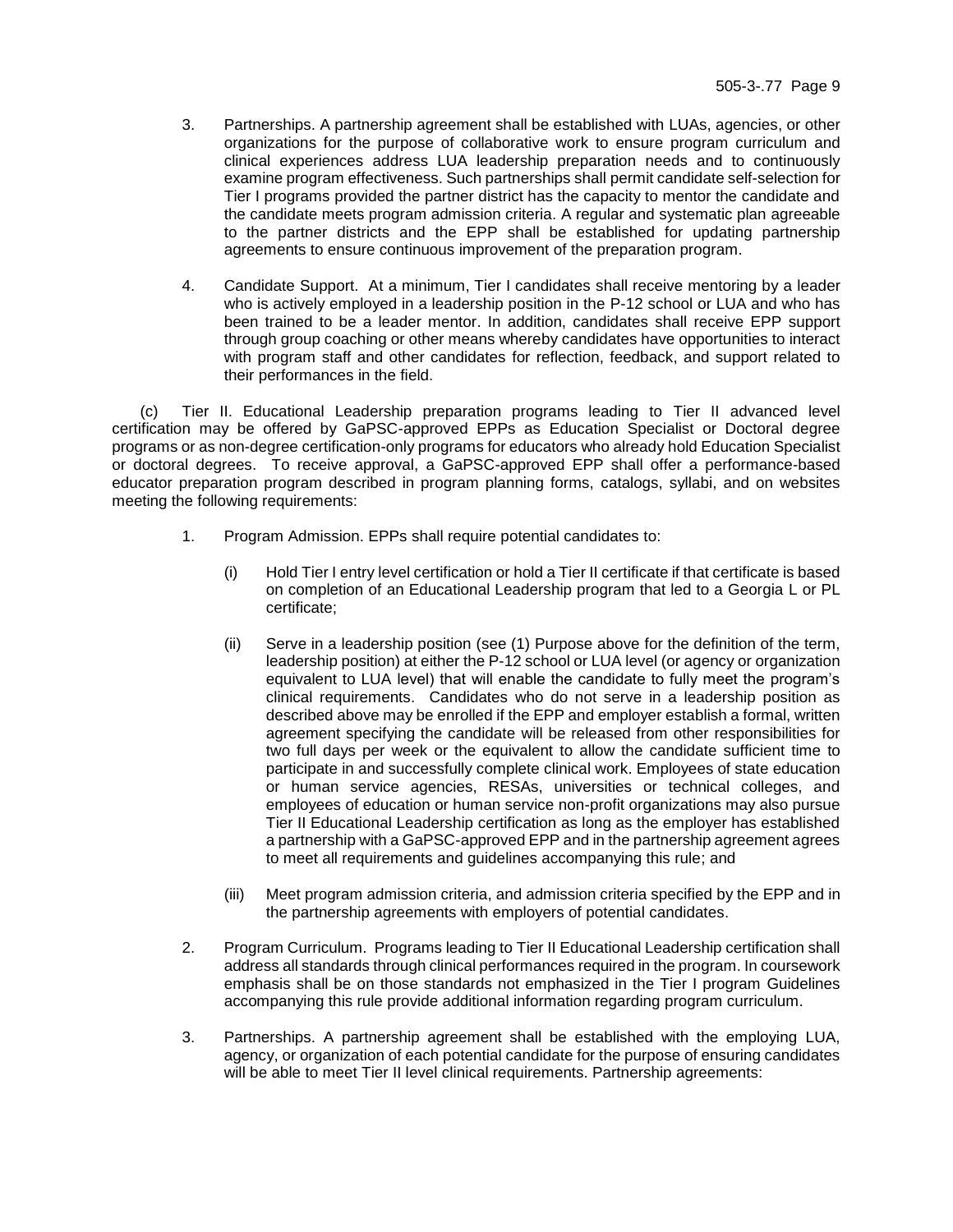3. Partnerships. A partnership agreement shall be established with LUAs, agencies, or other organizations for the purpose of collaborative work to ensure program curriculum and clinical experiences address LUA leadership preparation needs and to continuously examine program effectiveness. Such partnerships shall permit candidate self-selection for Tier I programs provided the partner district has the capacity to mentor the candidate and the candidate meets program admission criteria. A regular and systematic plan agreeable to the partner districts and the EPP shall be established for updating partnership agreements to ensure continuous improvement of the preparation program.

4. Candidate Support. At a minimum, Tier I candidates shall receive mentoring by a leader who is actively employed in a leadership position in the P-12 school or LUA and who has been trained to be a leader mentor. In addition, candidates shall receive EPP support through group coaching or other means whereby candidates have opportunities to interact with program staff and other candidates for reflection, feedback, and support related to their performances in the field.

(c) Tier II. Educational Leadership preparation programs leading to Tier II advanced level certification may be offered by GaPSC-approved EPPs as Education Specialist or Doctoral degree programs or as non-degree certification-only programs for educators who already hold Education Specialist or doctoral degrees. To receive approval, a GaPSC-approved EPP shall offer a performance-based educator preparation program described in program planning forms, catalogs, syllabi, and on websites meeting the following requirements:

1. Program Admission. EPPs shall require potential candidates to:

   (i) Hold Tier I entry level certification or hold a Tier II certificate if that certificate is based on completion of an Educational Leadership program that led to a Georgia L or PL certificate;

   (ii) Serve in a leadership position (see (1) Purpose above for the definition of the term, leadership position) at either the P-12 school or LUA level (or agency or organization equivalent to LUA level) that will enable the candidate to fully meet the program's clinical requirements. Candidates who do not serve in a leadership position as described above may be enrolled if the EPP and employer establish a formal, written agreement specifying the candidate will be released from other responsibilities for two full days per week or the equivalent to allow the candidate sufficient time to participate in and successfully complete clinical work. Employees of state education or human service agencies, RESAs, universities or technical colleges, and employees of education or human service non-profit organizations may also pursue Tier II Educational Leadership certification as long as the employer has established a partnership with a GaPSC-approved EPP and in the partnership agreement agrees to meet all requirements and guidelines accompanying this rule; and

   (iii) Meet program admission criteria, and admission criteria specified by the EPP and in the partnership agreements with employers of potential candidates.

2. Program Curriculum. Programs leading to Tier II Educational Leadership certification shall address all standards through clinical performances required in the program. In coursework emphasis shall be on those standards not emphasized in the Tier I program Guidelines accompanying this rule provide additional information regarding program curriculum.

3. Partnerships. A partnership agreement shall be established with the employing LUA, agency, or organization of each potential candidate for the purpose of ensuring candidates will be able to meet Tier II level clinical requirements. Partnership agreements: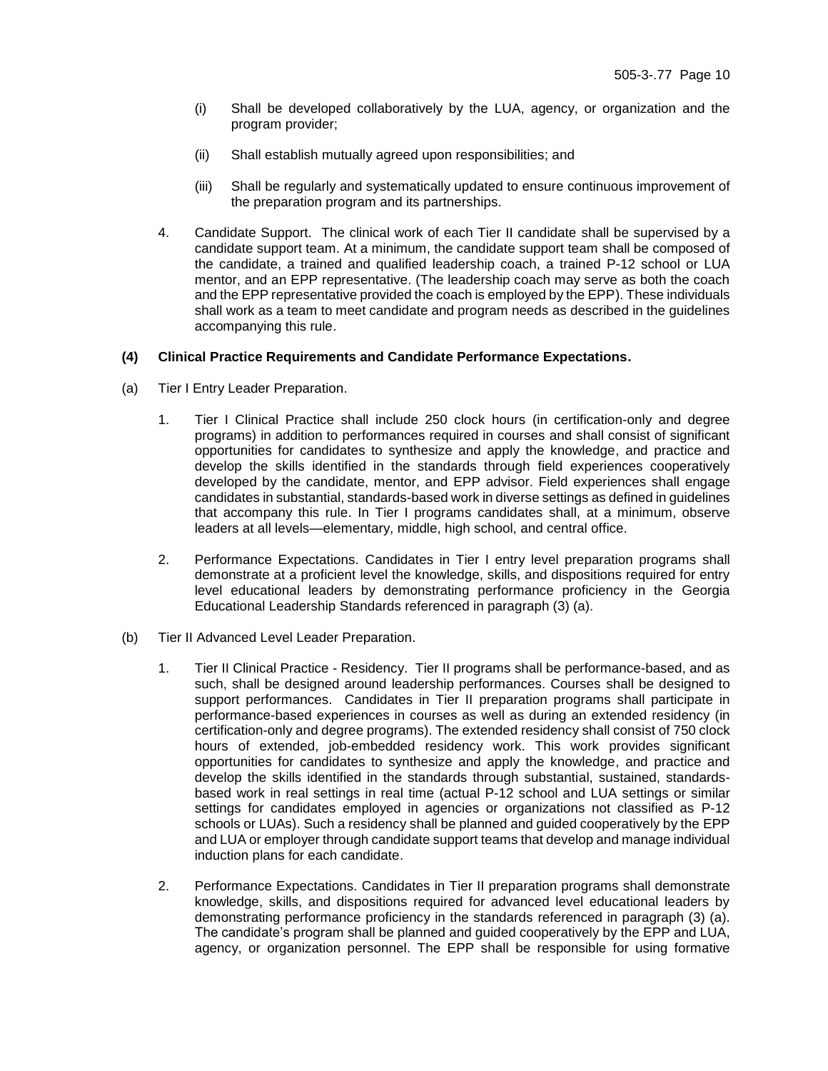(i) Shall be developed collaboratively by the LUA, agency, or organization and the program provider;

(ii) Shall establish mutually agreed upon responsibilities; and

(iii) Shall be regularly and systematically updated to ensure continuous improvement of the preparation program and its partnerships.

4. Candidate Support. The clinical work of each Tier II candidate shall be supervised by a candidate support team. At a minimum, the candidate support team shall be composed of the candidate, a trained and qualified leadership coach, a trained P-12 school or LUA mentor, and an EPP representative. (The leadership coach may serve as both the coach and the EPP representative provided the coach is employed by the EPP). These individuals shall work as a team to meet candidate and program needs as described in the guidelines accompanying this rule.

**(4) Clinical Practice Requirements and Candidate Performance Expectations.**

(a) Tier I Entry Leader Preparation.

1. Tier I Clinical Practice shall include 250 clock hours (in certification-only and degree programs) in addition to performances required in courses and shall consist of significant opportunities for candidates to synthesize and apply the knowledge, and practice and develop the skills identified in the standards through field experiences cooperatively developed by the candidate, mentor, and EPP advisor. Field experiences shall engage candidates in substantial, standards-based work in diverse settings as defined in guidelines that accompany this rule. In Tier I programs candidates shall, at a minimum, observe leaders at all levels—elementary, middle, high school, and central office.

2. Performance Expectations. Candidates in Tier I entry level preparation programs shall demonstrate at a proficient level the knowledge, skills, and dispositions required for entry level educational leaders by demonstrating performance proficiency in the Georgia Educational Leadership Standards referenced in paragraph (3) (a).

(b) Tier II Advanced Level Leader Preparation.

1. Tier II Clinical Practice - Residency. Tier II programs shall be performance-based, and as such, shall be designed around leadership performances. Courses shall be designed to support performances. Candidates in Tier II preparation programs shall participate in performance-based experiences in courses as well as during an extended residency (in certification-only and degree programs). The extended residency shall consist of 750 clock hours of extended, job-embedded residency work. This work provides significant opportunities for candidates to synthesize and apply the knowledge, and practice and develop the skills identified in the standards through substantial, sustained, standards-based work in real settings in real time (actual P-12 school and LUA settings or similar settings for candidates employed in agencies or organizations not classified as P-12 schools or LUAs). Such a residency shall be planned and guided cooperatively by the EPP and LUA or employer through candidate support teams that develop and manage individual induction plans for each candidate.

2. Performance Expectations. Candidates in Tier II preparation programs shall demonstrate knowledge, skills, and dispositions required for advanced level educational leaders by demonstrating performance proficiency in the standards referenced in paragraph (3) (a). The candidate's program shall be planned and guided cooperatively by the EPP and LUA, agency, or organization personnel. The EPP shall be responsible for using formative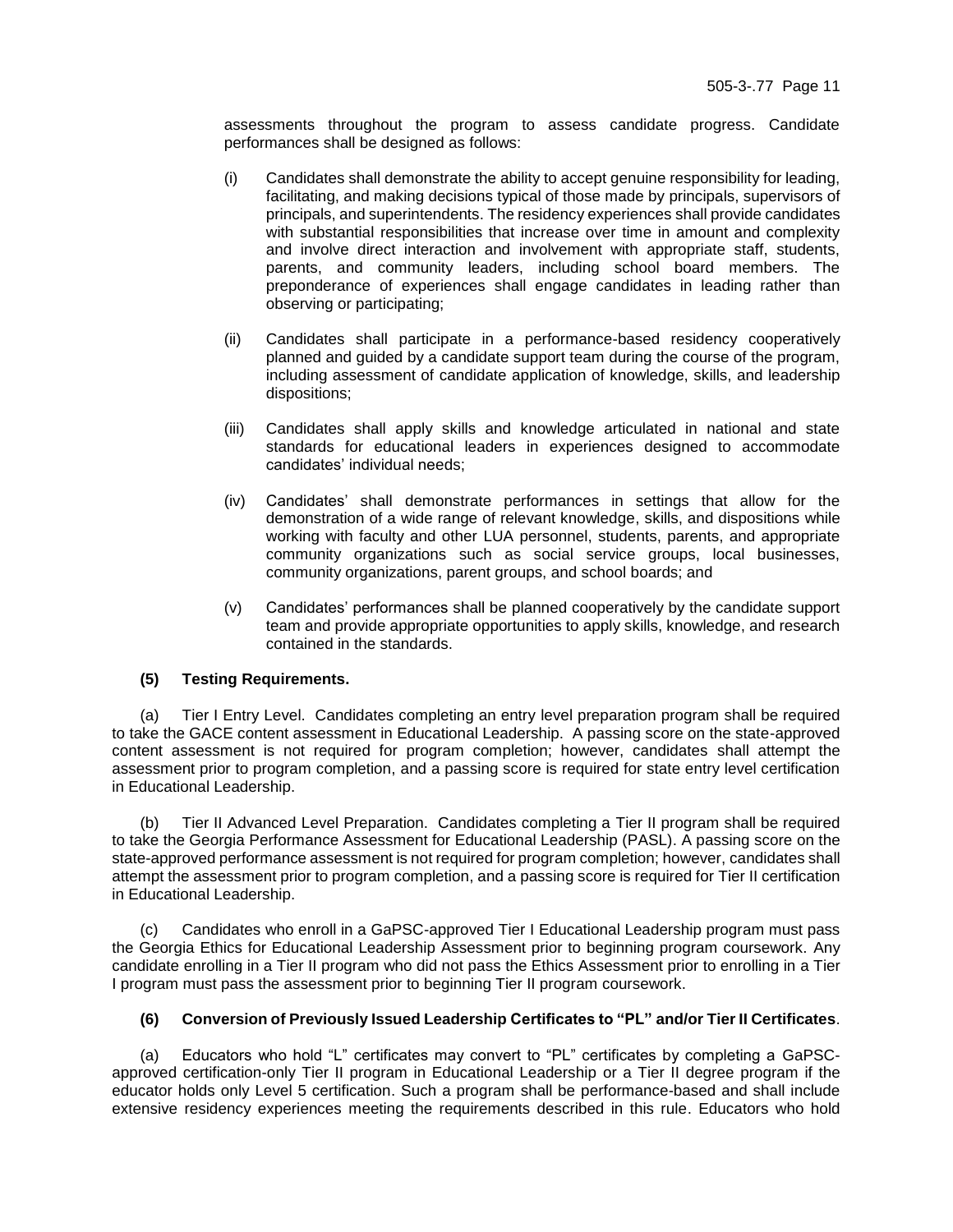assessments throughout the program to assess candidate progress. Candidate performances shall be designed as follows:

(i) Candidates shall demonstrate the ability to accept genuine responsibility for leading, facilitating, and making decisions typical of those made by principals, supervisors of principals, and superintendents. The residency experiences shall provide candidates with substantial responsibilities that increase over time in amount and complexity and involve direct interaction and involvement with appropriate staff, students, parents, and community leaders, including school board members. The preponderance of experiences shall engage candidates in leading rather than observing or participating;

(ii) Candidates shall participate in a performance-based residency cooperatively planned and guided by a candidate support team during the course of the program, including assessment of candidate application of knowledge, skills, and leadership dispositions;

(iii) Candidates shall apply skills and knowledge articulated in national and state standards for educational leaders in experiences designed to accommodate candidates' individual needs;

(iv) Candidates' shall demonstrate performances in settings that allow for the demonstration of a wide range of relevant knowledge, skills, and dispositions while working with faculty and other LUA personnel, students, parents, and appropriate community organizations such as social service groups, local businesses, community organizations, parent groups, and school boards; and

(v) Candidates' performances shall be planned cooperatively by the candidate support team and provide appropriate opportunities to apply skills, knowledge, and research contained in the standards.

**(5) Testing Requirements.**

(a) Tier I Entry Level. Candidates completing an entry level preparation program shall be required to take the GACE content assessment in Educational Leadership. A passing score on the state-approved content assessment is not required for program completion; however, candidates shall attempt the assessment prior to program completion, and a passing score is required for state entry level certification in Educational Leadership.

(b) Tier II Advanced Level Preparation. Candidates completing a Tier II program shall be required to take the Georgia Performance Assessment for Educational Leadership (PASL). A passing score on the state-approved performance assessment is not required for program completion; however, candidates shall attempt the assessment prior to program completion, and a passing score is required for Tier II certification in Educational Leadership.

(c) Candidates who enroll in a GaPSC-approved Tier I Educational Leadership program must pass the Georgia Ethics for Educational Leadership Assessment prior to beginning program coursework. Any candidate enrolling in a Tier II program who did not pass the Ethics Assessment prior to enrolling in a Tier I program must pass the assessment prior to beginning Tier II program coursework.

**(6) Conversion of Previously Issued Leadership Certificates to "PL" and/or Tier II Certificates**.

(a) Educators who hold "L" certificates may convert to "PL" certificates by completing a GaPSC-approved certification-only Tier II program in Educational Leadership or a Tier II degree program if the educator holds only Level 5 certification. Such a program shall be performance-based and shall include extensive residency experiences meeting the requirements described in this rule. Educators who hold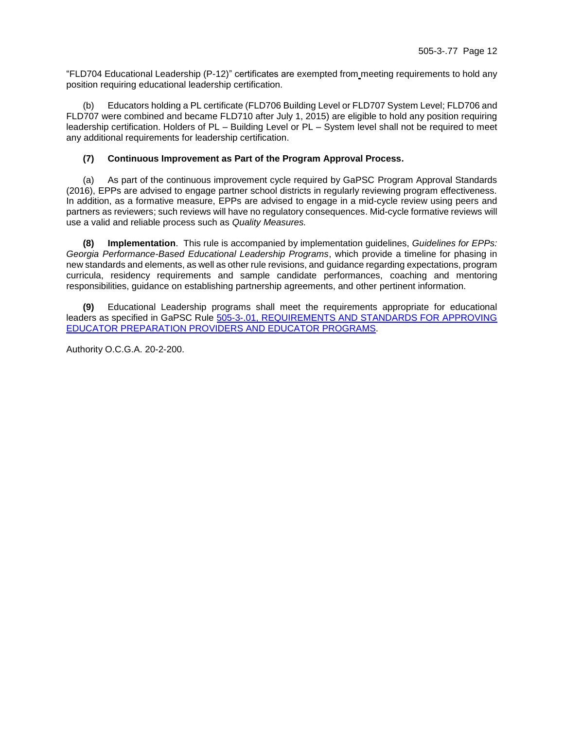"FLD704 Educational Leadership (P-12)" certificates are exempted from meeting requirements to hold any position requiring educational leadership certification.

(b) Educators holding a PL certificate (FLD706 Building Level or FLD707 System Level; FLD706 and FLD707 were combined and became FLD710 after July 1, 2015) are eligible to hold any position requiring leadership certification. Holders of PL – Building Level or PL – System level shall not be required to meet any additional requirements for leadership certification.

**(7) Continuous Improvement as Part of the Program Approval Process.**

(a) As part of the continuous improvement cycle required by GaPSC Program Approval Standards (2016), EPPs are advised to engage partner school districts in regularly reviewing program effectiveness. In addition, as a formative measure, EPPs are advised to engage in a mid-cycle review using peers and partners as reviewers; such reviews will have no regulatory consequences. Mid-cycle formative reviews will use a valid and reliable process such as *Quality Measures.*

**(8) Implementation**. This rule is accompanied by implementation guidelines, *Guidelines for EPPs: Georgia Performance-Based Educational Leadership Programs*, which provide a timeline for phasing in new standards and elements, as well as other rule revisions, and guidance regarding expectations, program curricula, residency requirements and sample candidate performances, coaching and mentoring responsibilities, guidance on establishing partnership agreements, and other pertinent information.

**(9)** Educational Leadership programs shall meet the requirements appropriate for educational leaders as specified in GaPSC Rule 505-3-.01, REQUIREMENTS AND STANDARDS FOR APPROVING EDUCATOR PREPARATION PROVIDERS AND EDUCATOR PROGRAMS.

Authority O.C.G.A. 20-2-200.